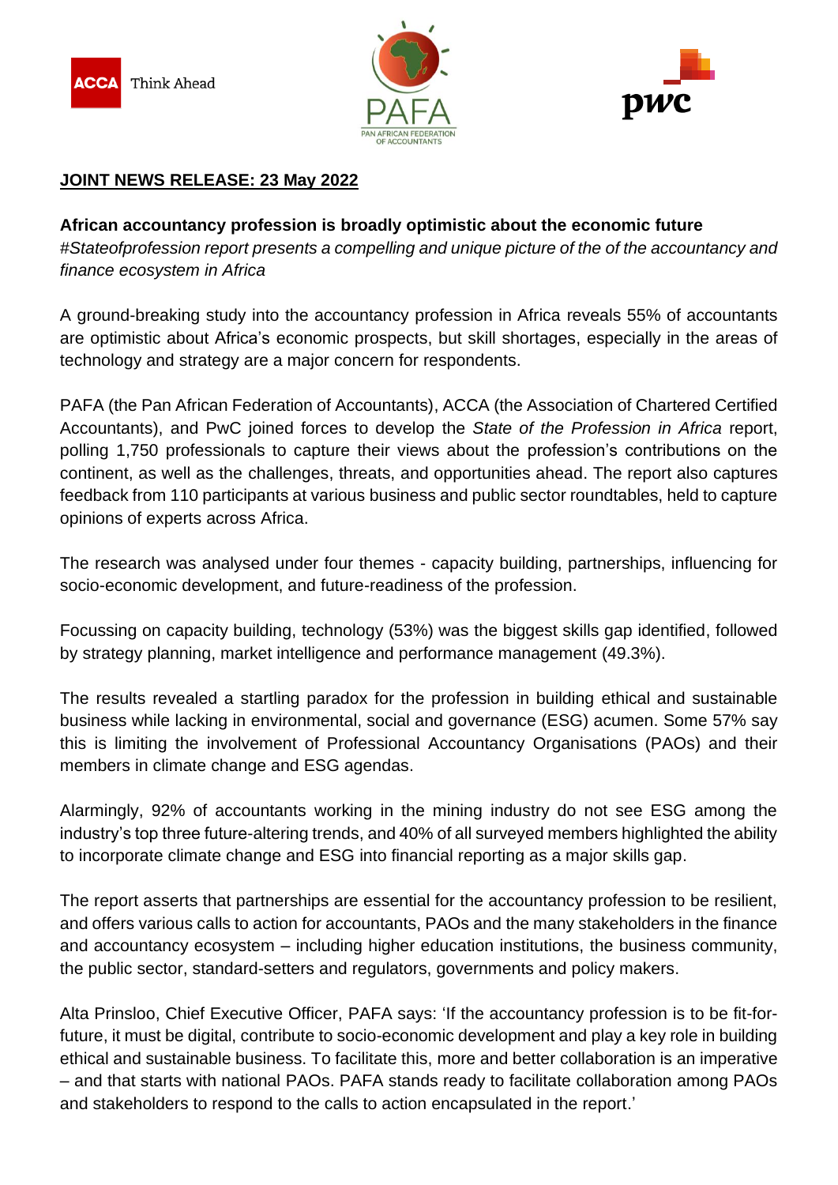ACCA Think Ahead

PAFA PAN AFRICAN FEDERATION OF ACCOUNTANTS

pwc

**JOINT NEWS RELEASE: 23 May 2022**

**African accountancy profession is broadly optimistic about the economic future**
*#Stateofprofession report presents a compelling and unique picture of the of the accountancy and finance ecosystem in Africa*

A ground-breaking study into the accountancy profession in Africa reveals 55% of accountants are optimistic about Africa's economic prospects, but skill shortages, especially in the areas of technology and strategy are a major concern for respondents.

PAFA (the Pan African Federation of Accountants), ACCA (the Association of Chartered Certified Accountants), and PwC joined forces to develop the *State of the Profession in Africa* report, polling 1,750 professionals to capture their views about the profession's contributions on the continent, as well as the challenges, threats, and opportunities ahead. The report also captures feedback from 110 participants at various business and public sector roundtables, held to capture opinions of experts across Africa.

The research was analysed under four themes - capacity building, partnerships, influencing for socio-economic development, and future-readiness of the profession.

Focussing on capacity building, technology (53%) was the biggest skills gap identified, followed by strategy planning, market intelligence and performance management (49.3%).

The results revealed a startling paradox for the profession in building ethical and sustainable business while lacking in environmental, social and governance (ESG) acumen. Some 57% say this is limiting the involvement of Professional Accountancy Organisations (PAOs) and their members in climate change and ESG agendas.

Alarmingly, 92% of accountants working in the mining industry do not see ESG among the industry's top three future-altering trends, and 40% of all surveyed members highlighted the ability to incorporate climate change and ESG into financial reporting as a major skills gap.

The report asserts that partnerships are essential for the accountancy profession to be resilient, and offers various calls to action for accountants, PAOs and the many stakeholders in the finance and accountancy ecosystem – including higher education institutions, the business community, the public sector, standard-setters and regulators, governments and policy makers.

Alta Prinsloo, Chief Executive Officer, PAFA says: 'If the accountancy profession is to be fit-for-future, it must be digital, contribute to socio-economic development and play a key role in building ethical and sustainable business. To facilitate this, more and better collaboration is an imperative – and that starts with national PAOs. PAFA stands ready to facilitate collaboration among PAOs and stakeholders to respond to the calls to action encapsulated in the report.'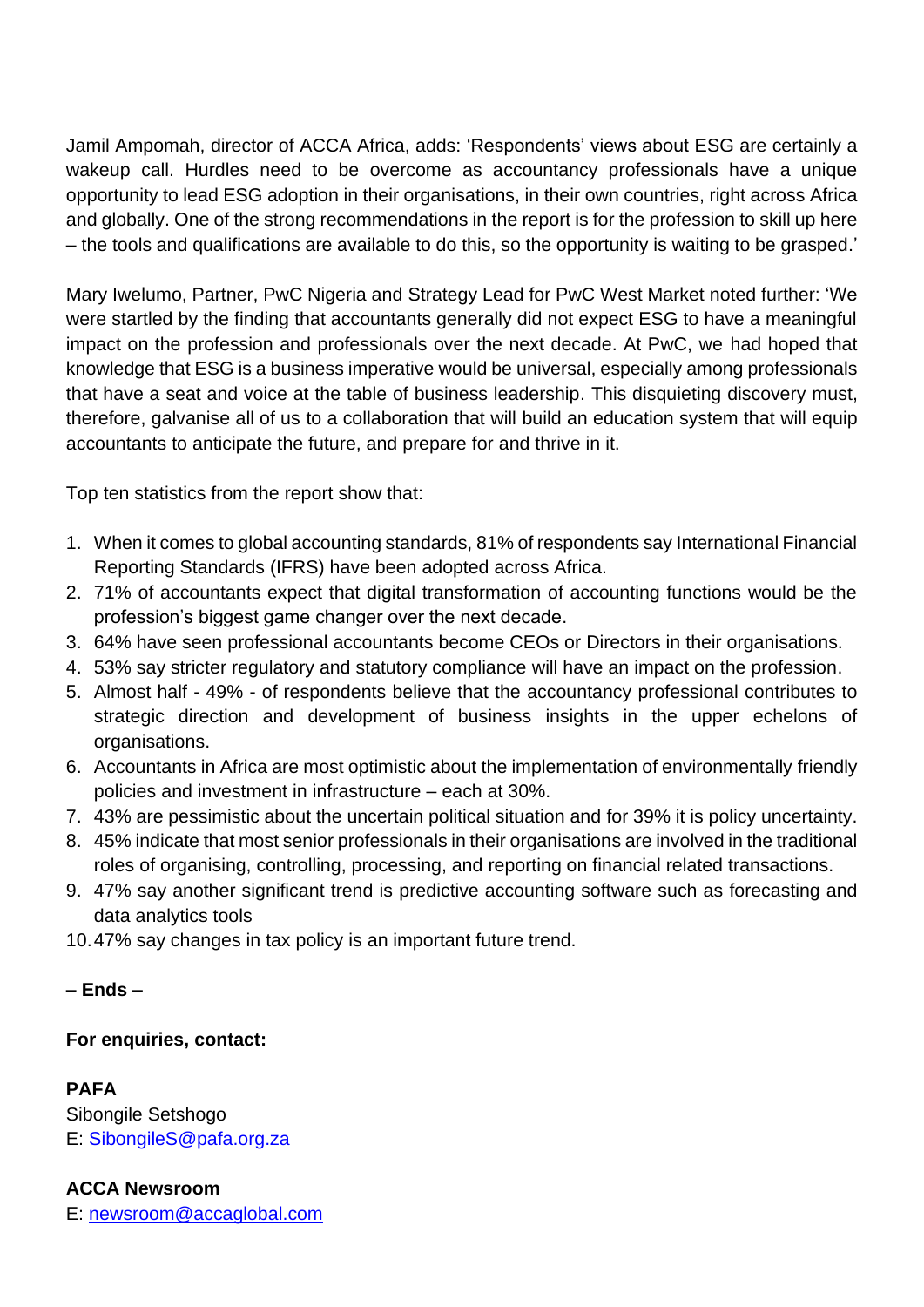Jamil Ampomah, director of ACCA Africa, adds: 'Respondents' views about ESG are certainly a wakeup call. Hurdles need to be overcome as accountancy professionals have a unique opportunity to lead ESG adoption in their organisations, in their own countries, right across Africa and globally. One of the strong recommendations in the report is for the profession to skill up here – the tools and qualifications are available to do this, so the opportunity is waiting to be grasped.'

Mary Iwelumo, Partner, PwC Nigeria and Strategy Lead for PwC West Market noted further: 'We were startled by the finding that accountants generally did not expect ESG to have a meaningful impact on the profession and professionals over the next decade. At PwC, we had hoped that knowledge that ESG is a business imperative would be universal, especially among professionals that have a seat and voice at the table of business leadership. This disquieting discovery must, therefore, galvanise all of us to a collaboration that will build an education system that will equip accountants to anticipate the future, and prepare for and thrive in it.

Top ten statistics from the report show that:

1. When it comes to global accounting standards, 81% of respondents say International Financial Reporting Standards (IFRS) have been adopted across Africa.
2. 71% of accountants expect that digital transformation of accounting functions would be the profession's biggest game changer over the next decade.
3. 64% have seen professional accountants become CEOs or Directors in their organisations.
4. 53% say stricter regulatory and statutory compliance will have an impact on the profession.
5. Almost half - 49% - of respondents believe that the accountancy professional contributes to strategic direction and development of business insights in the upper echelons of organisations.
6. Accountants in Africa are most optimistic about the implementation of environmentally friendly policies and investment in infrastructure – each at 30%.
7. 43% are pessimistic about the uncertain political situation and for 39% it is policy uncertainty.
8. 45% indicate that most senior professionals in their organisations are involved in the traditional roles of organising, controlling, processing, and reporting on financial related transactions.
9. 47% say another significant trend is predictive accounting software such as forecasting and data analytics tools
10. 47% say changes in tax policy is an important future trend.

**– Ends –**

**For enquiries, contact:**

**PAFA**
Sibongile Setshogo
E: SibongileS@pafa.org.za

**ACCA Newsroom**
E: newsroom@accaglobal.com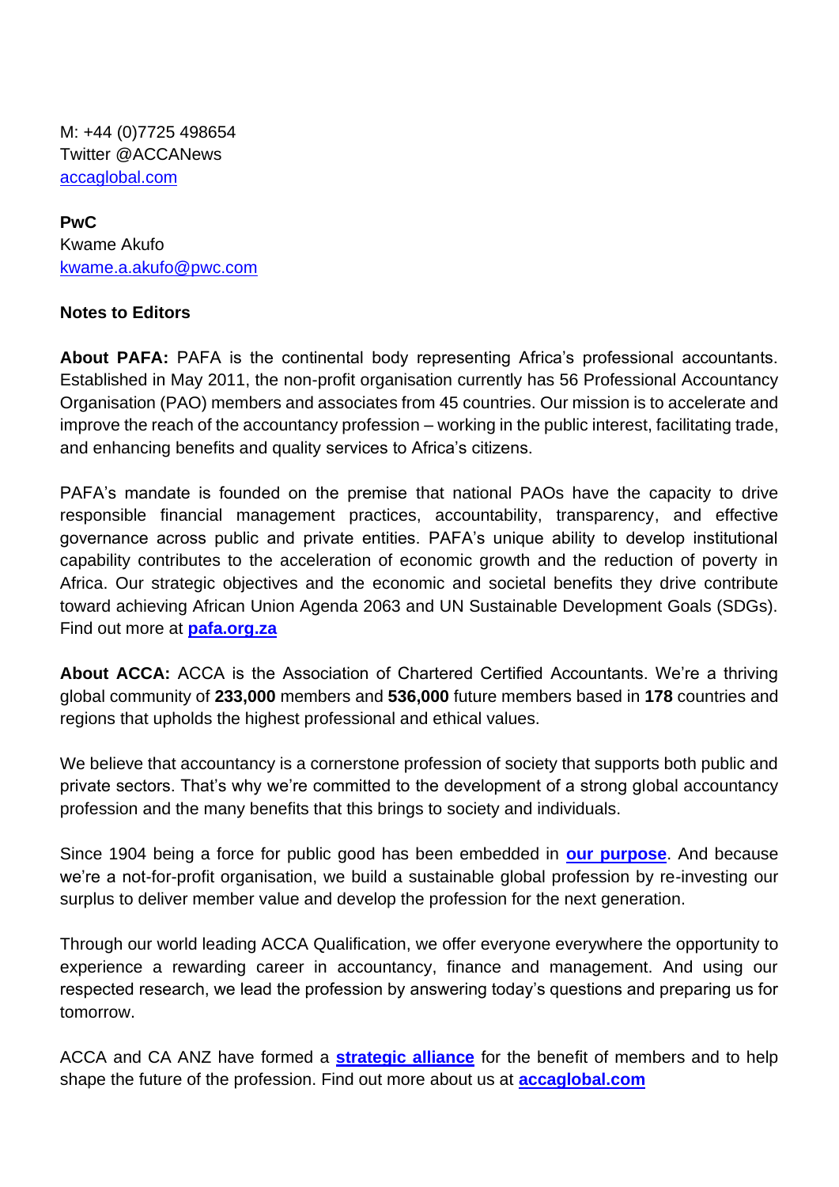M: +44 (0)7725 498654
Twitter @ACCANews
[accaglobal.com](accaglobal.com)

**PwC**
Kwame Akufo
kwame.a.akufo@pwc.com

**Notes to Editors**

**About PAFA:** PAFA is the continental body representing Africa's professional accountants. Established in May 2011, the non-profit organisation currently has 56 Professional Accountancy Organisation (PAO) members and associates from 45 countries. Our mission is to accelerate and improve the reach of the accountancy profession – working in the public interest, facilitating trade, and enhancing benefits and quality services to Africa's citizens.

PAFA's mandate is founded on the premise that national PAOs have the capacity to drive responsible financial management practices, accountability, transparency, and effective governance across public and private entities. PAFA's unique ability to develop institutional capability contributes to the acceleration of economic growth and the reduction of poverty in Africa. Our strategic objectives and the economic and societal benefits they drive contribute toward achieving African Union Agenda 2063 and UN Sustainable Development Goals (SDGs). Find out more at **pafa.org.za**

**About ACCA:** ACCA is the Association of Chartered Certified Accountants. We're a thriving global community of **233,000** members and **536,000** future members based in **178** countries and regions that upholds the highest professional and ethical values.

We believe that accountancy is a cornerstone profession of society that supports both public and private sectors. That's why we're committed to the development of a strong global accountancy profession and the many benefits that this brings to society and individuals.

Since 1904 being a force for public good has been embedded in **our purpose**. And because we're a not-for-profit organisation, we build a sustainable global profession by re-investing our surplus to deliver member value and develop the profession for the next generation.

Through our world leading ACCA Qualification, we offer everyone everywhere the opportunity to experience a rewarding career in accountancy, finance and management. And using our respected research, we lead the profession by answering today's questions and preparing us for tomorrow.

ACCA and CA ANZ have formed a **strategic alliance** for the benefit of members and to help shape the future of the profession. Find out more about us at **accaglobal.com**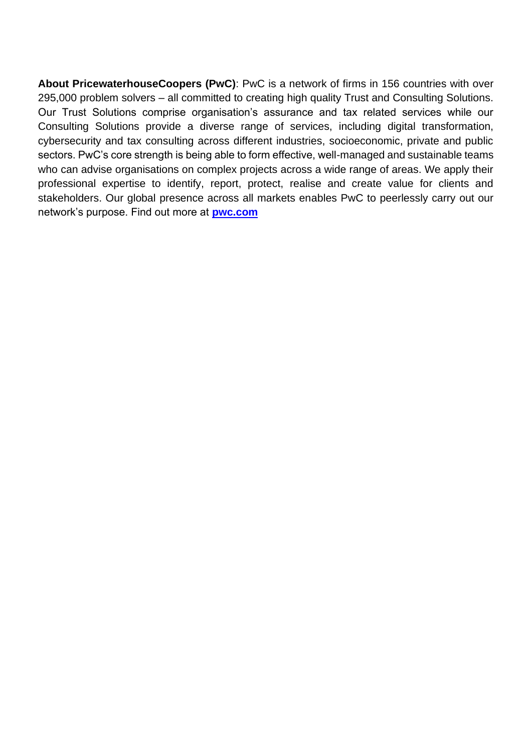**About PricewaterhouseCoopers (PwC)**: PwC is a network of firms in 156 countries with over 295,000 problem solvers – all committed to creating high quality Trust and Consulting Solutions. Our Trust Solutions comprise organisation's assurance and tax related services while our Consulting Solutions provide a diverse range of services, including digital transformation, cybersecurity and tax consulting across different industries, socioeconomic, private and public sectors. PwC's core strength is being able to form effective, well-managed and sustainable teams who can advise organisations on complex projects across a wide range of areas. We apply their professional expertise to identify, report, protect, realise and create value for clients and stakeholders. Our global presence across all markets enables PwC to peerlessly carry out our network's purpose. Find out more at **pwc.com**